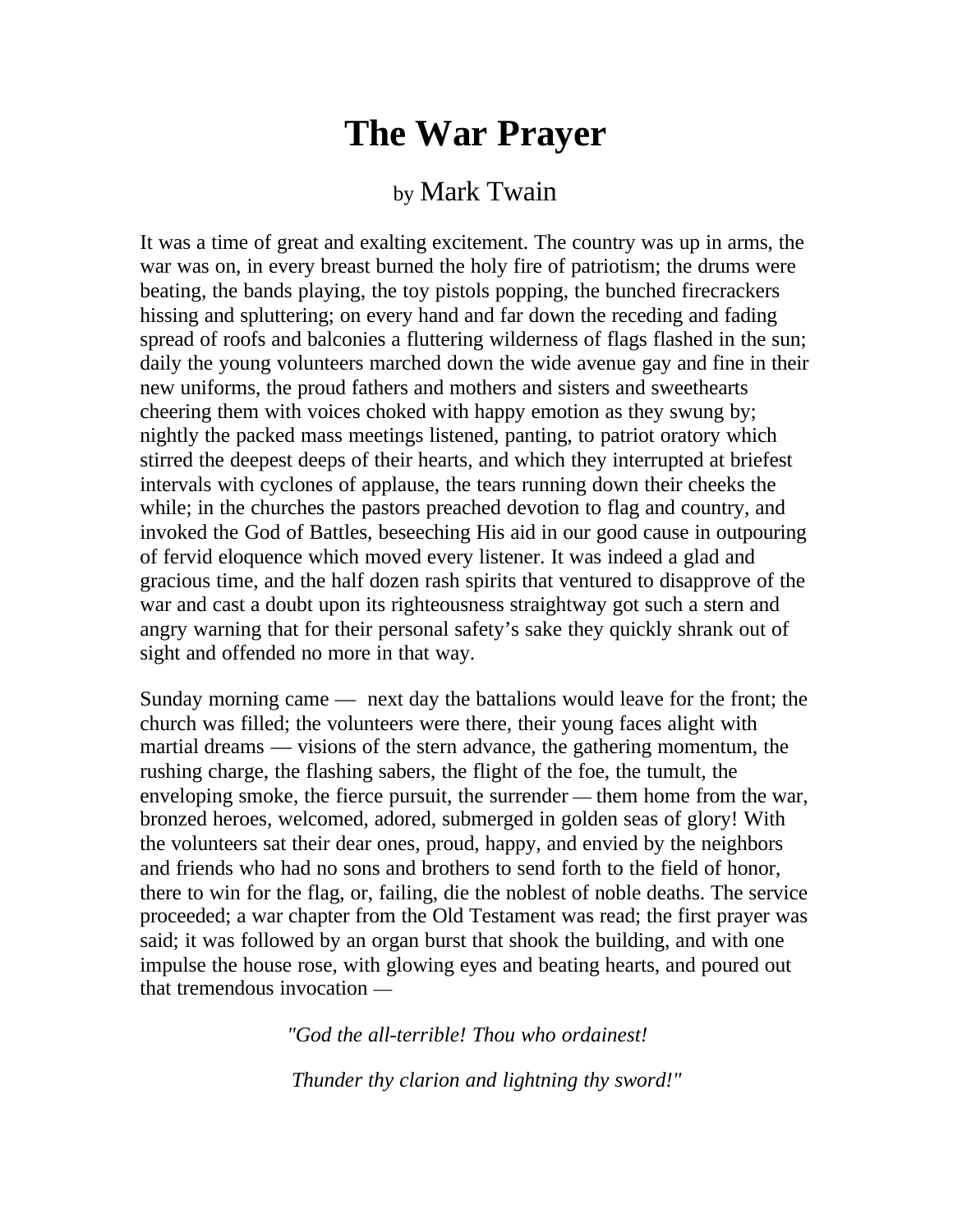# The War Prayer

by Mark Twain

It was a time of great and exalting excitement. The country was up in arms, the war was on, in every breast burned the holy fire of patriotism; the drums were beating, the bands playing, the toy pistols popping, the bunched firecrackers hissing and spluttering; on every hand and far down the receding and fading spread of roofs and balconies a fluttering wilderness of flags flashed in the sun; daily the young volunteers marched down the wide avenue gay and fine in their new uniforms, the proud fathers and mothers and sisters and sweethearts cheering them with voices choked with happy emotion as they swung by; nightly the packed mass meetings listened, panting, to patriot oratory which stirred the deepest deeps of their hearts, and which they interrupted at briefest intervals with cyclones of applause, the tears running down their cheeks the while; in the churches the pastors preached devotion to flag and country, and invoked the God of Battles, beseeching His aid in our good cause in outpouring of fervid eloquence which moved every listener. It was indeed a glad and gracious time, and the half dozen rash spirits that ventured to disapprove of the war and cast a doubt upon its righteousness straightway got such a stern and angry warning that for their personal safety's sake they quickly shrank out of sight and offended no more in that way.

Sunday morning came — next day the battalions would leave for the front; the church was filled; the volunteers were there, their young faces alight with martial dreams — visions of the stern advance, the gathering momentum, the rushing charge, the flashing sabers, the flight of the foe, the tumult, the enveloping smoke, the fierce pursuit, the surrender — them home from the war, bronzed heroes, welcomed, adored, submerged in golden seas of glory! With the volunteers sat their dear ones, proud, happy, and envied by the neighbors and friends who had no sons and brothers to send forth to the field of honor, there to win for the flag, or, failing, die the noblest of noble deaths. The service proceeded; a war chapter from the Old Testament was read; the first prayer was said; it was followed by an organ burst that shook the building, and with one impulse the house rose, with glowing eyes and beating hearts, and poured out that tremendous invocation —

*"God the all-terrible! Thou who ordainest!*

*Thunder thy clarion and lightning thy sword!"*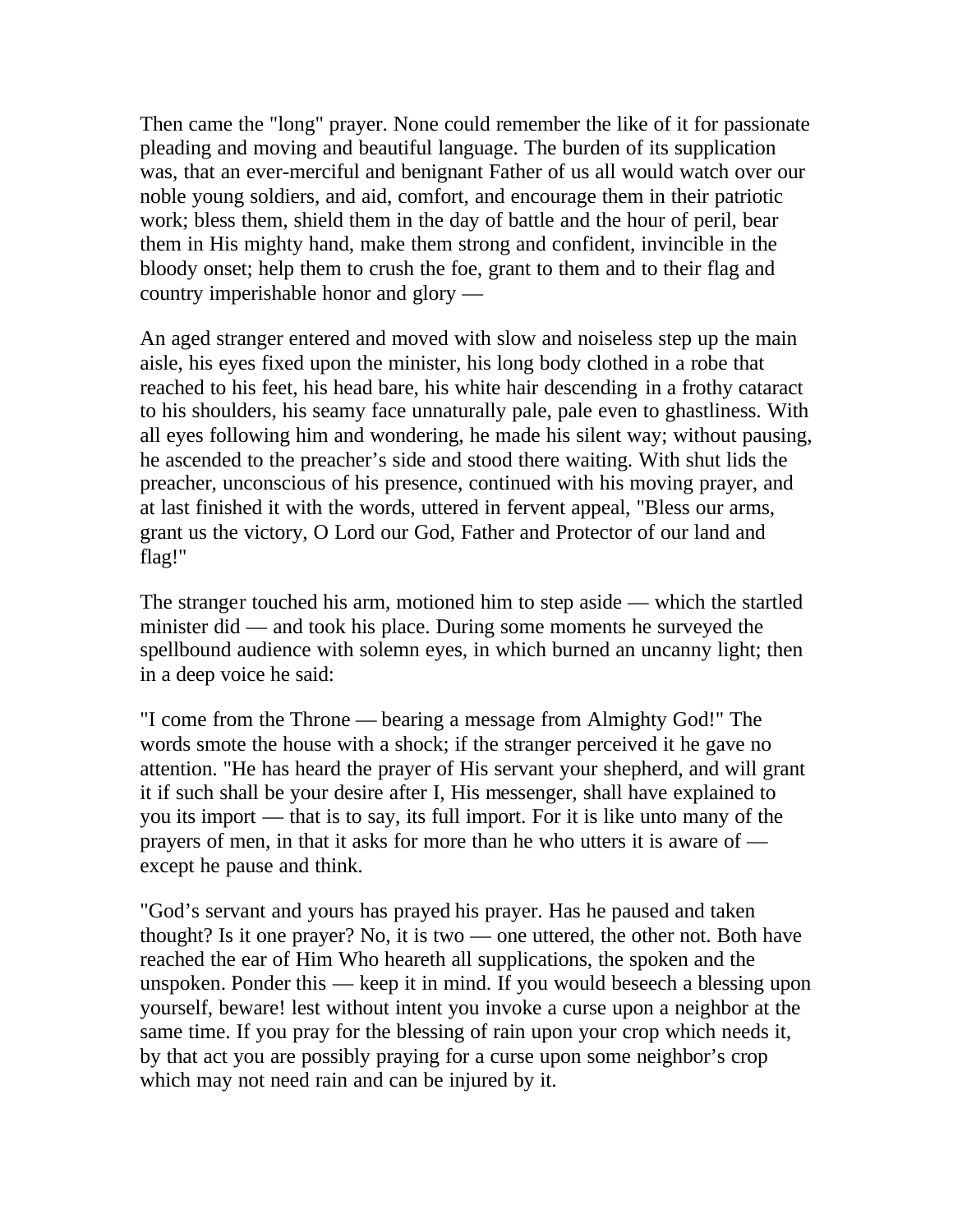Then came the "long" prayer. None could remember the like of it for passionate pleading and moving and beautiful language. The burden of its supplication was, that an ever-merciful and benignant Father of us all would watch over our noble young soldiers, and aid, comfort, and encourage them in their patriotic work; bless them, shield them in the day of battle and the hour of peril, bear them in His mighty hand, make them strong and confident, invincible in the bloody onset; help them to crush the foe, grant to them and to their flag and country imperishable honor and glory —

An aged stranger entered and moved with slow and noiseless step up the main aisle, his eyes fixed upon the minister, his long body clothed in a robe that reached to his feet, his head bare, his white hair descending in a frothy cataract to his shoulders, his seamy face unnaturally pale, pale even to ghastliness. With all eyes following him and wondering, he made his silent way; without pausing, he ascended to the preacher's side and stood there waiting. With shut lids the preacher, unconscious of his presence, continued with his moving prayer, and at last finished it with the words, uttered in fervent appeal, "Bless our arms, grant us the victory, O Lord our God, Father and Protector of our land and flag!"

The stranger touched his arm, motioned him to step aside — which the startled minister did — and took his place. During some moments he surveyed the spellbound audience with solemn eyes, in which burned an uncanny light; then in a deep voice he said:

"I come from the Throne — bearing a message from Almighty God!" The words smote the house with a shock; if the stranger perceived it he gave no attention. "He has heard the prayer of His servant your shepherd, and will grant it if such shall be your desire after I, His messenger, shall have explained to you its import — that is to say, its full import. For it is like unto many of the prayers of men, in that it asks for more than he who utters it is aware of — except he pause and think.

"God's servant and yours has prayed his prayer. Has he paused and taken thought? Is it one prayer? No, it is two — one uttered, the other not. Both have reached the ear of Him Who heareth all supplications, the spoken and the unspoken. Ponder this — keep it in mind. If you would beseech a blessing upon yourself, beware! lest without intent you invoke a curse upon a neighbor at the same time. If you pray for the blessing of rain upon your crop which needs it, by that act you are possibly praying for a curse upon some neighbor's crop which may not need rain and can be injured by it.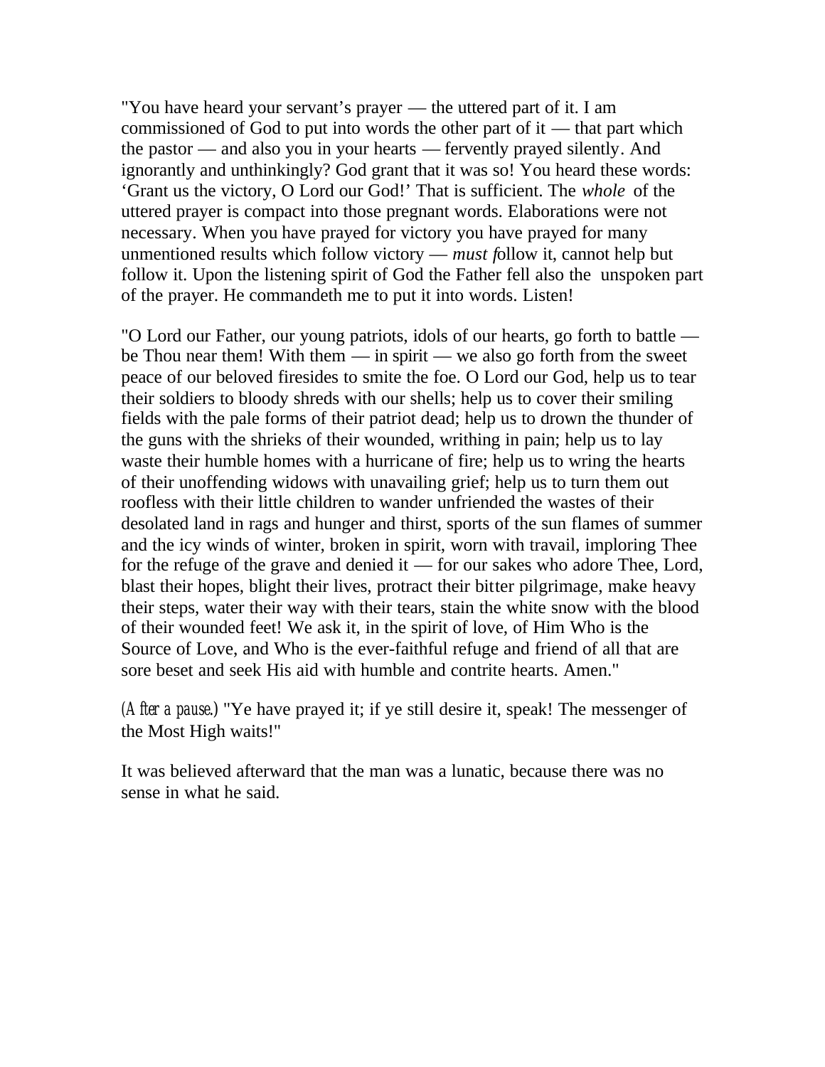"You have heard your servant's prayer — the uttered part of it. I am commissioned of God to put into words the other part of it — that part which the pastor — and also you in your hearts — fervently prayed silently. And ignorantly and unthinkingly? God grant that it was so! You heard these words: 'Grant us the victory, O Lord our God!' That is sufficient. The *whole* of the uttered prayer is compact into those pregnant words. Elaborations were not necessary. When you have prayed for victory you have prayed for many unmentioned results which follow victory — *must f*ollow it, cannot help but follow it. Upon the listening spirit of God the Father fell also the unspoken part of the prayer. He commandeth me to put it into words. Listen!

"O Lord our Father, our young patriots, idols of our hearts, go forth to battle — be Thou near them! With them — in spirit — we also go forth from the sweet peace of our beloved firesides to smite the foe. O Lord our God, help us to tear their soldiers to bloody shreds with our shells; help us to cover their smiling fields with the pale forms of their patriot dead; help us to drown the thunder of the guns with the shrieks of their wounded, writhing in pain; help us to lay waste their humble homes with a hurricane of fire; help us to wring the hearts of their unoffending widows with unavailing grief; help us to turn them out roofless with their little children to wander unfriended the wastes of their desolated land in rags and hunger and thirst, sports of the sun flames of summer and the icy winds of winter, broken in spirit, worn with travail, imploring Thee for the refuge of the grave and denied it — for our sakes who adore Thee, Lord, blast their hopes, blight their lives, protract their bitter pilgrimage, make heavy their steps, water their way with their tears, stain the white snow with the blood of their wounded feet! We ask it, in the spirit of love, of Him Who is the Source of Love, and Who is the ever-faithful refuge and friend of all that are sore beset and seek His aid with humble and contrite hearts. Amen."

*(After a pause.)* "Ye have prayed it; if ye still desire it, speak! The messenger of the Most High waits!"

It was believed afterward that the man was a lunatic, because there was no sense in what he said.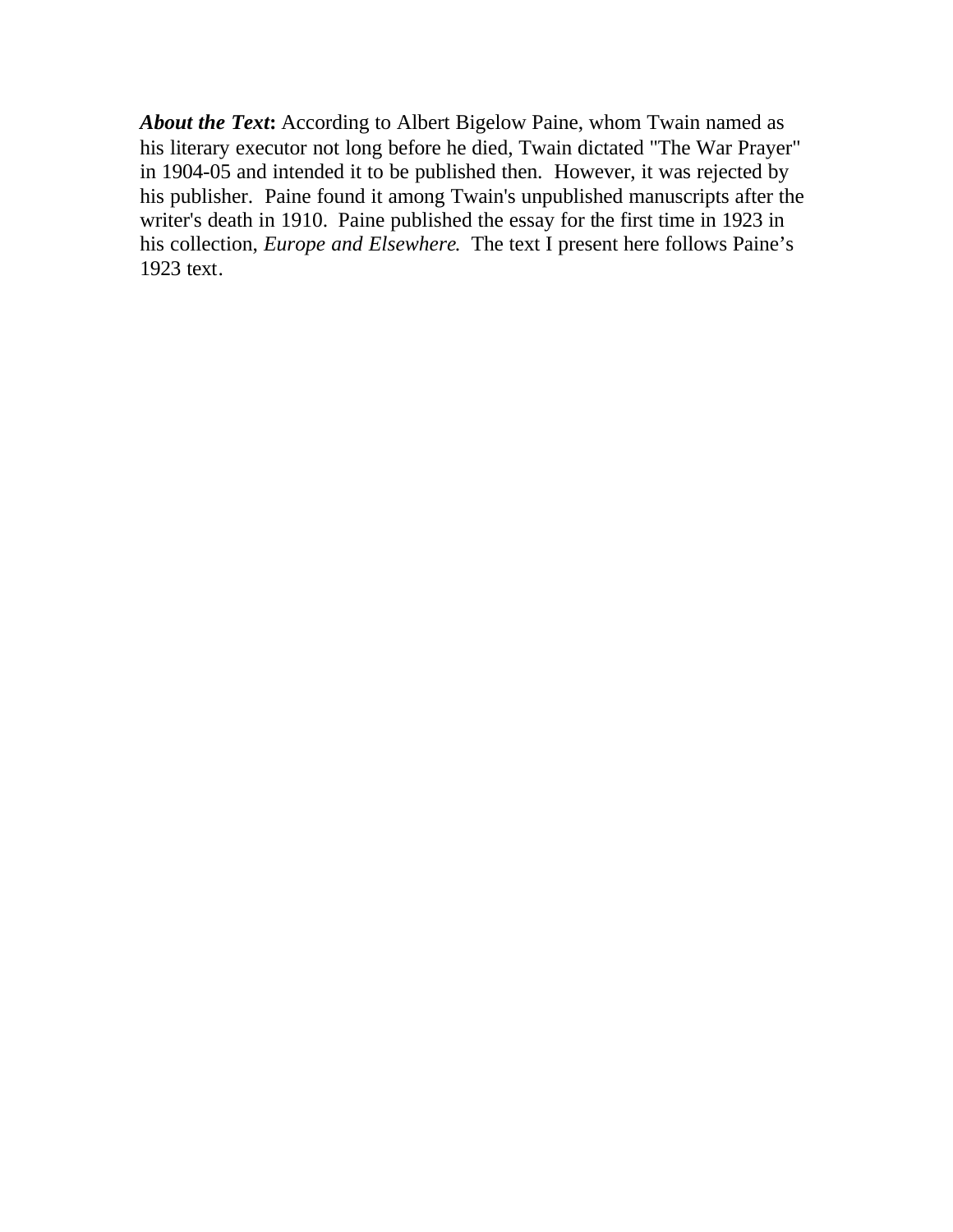***About the Text*:** According to Albert Bigelow Paine, whom Twain named as his literary executor not long before he died, Twain dictated "The War Prayer" in 1904-05 and intended it to be published then. However, it was rejected by his publisher. Paine found it among Twain's unpublished manuscripts after the writer's death in 1910. Paine published the essay for the first time in 1923 in his collection, *Europe and Elsewhere.* The text I present here follows Paine's 1923 text.